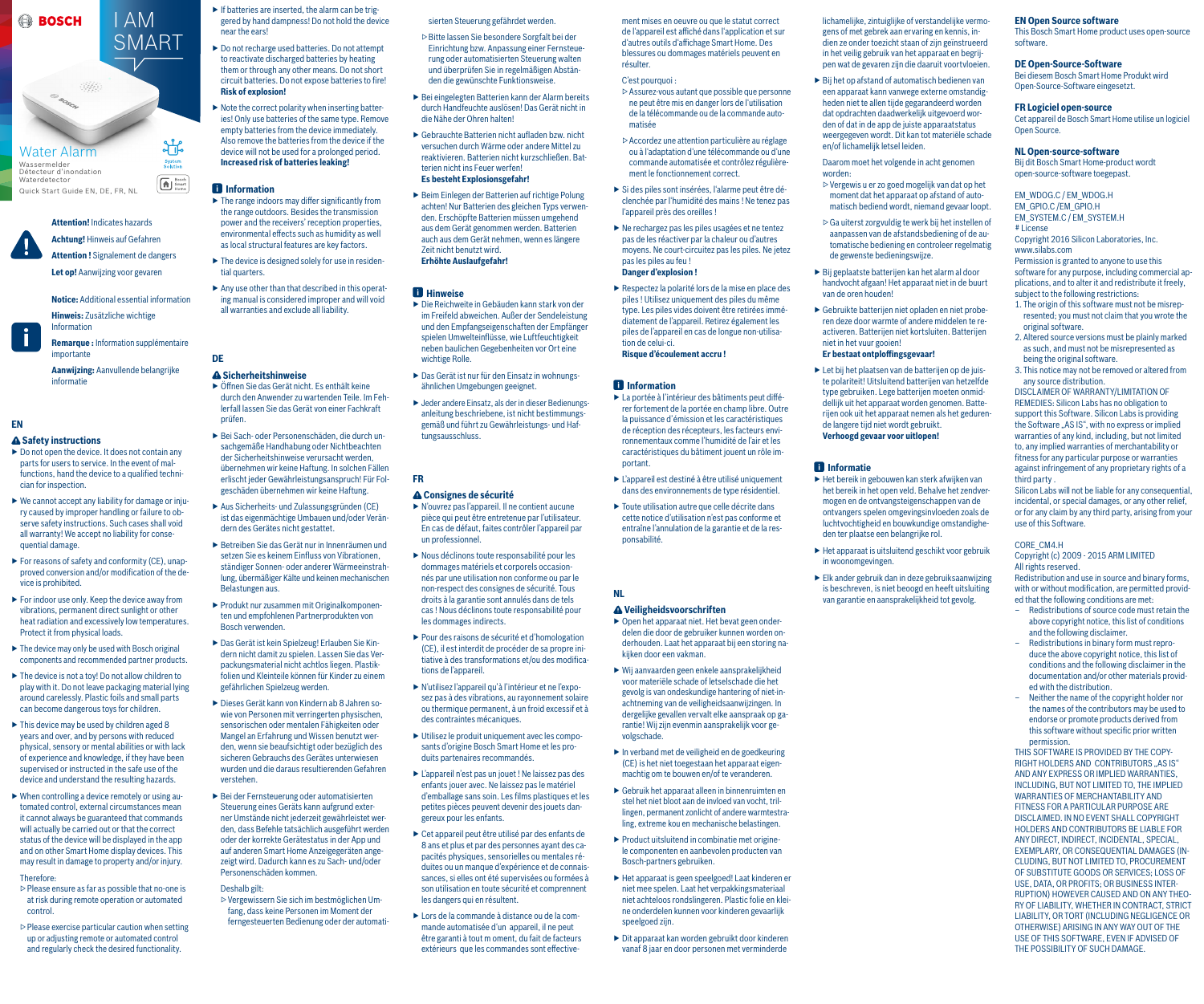BOSCH

# I AM SMART

## Water Alarm

Wassermelder
Détecteur d'inondation
Waterdetector

Quick Start Guide EN, DE, FR, NL

System Solution

Bosch Smart Home

**Attention!** Indicates hazards

**Achtung!** Hinweis auf Gefahren

**Attention !** Signalement de dangers

**Let op!** Aanwijzing voor gevaren

**Notice:** Additional essential information

**Hinweis:** Zusätzliche wichtige Information

**Remarque :** Information supplémentaire importante

**Aanwijzing:** Aanvullende belangrijke informatie

## EN

### Safety instructions

- Do not open the device. It does not contain any parts for users to service. In the event of malfunctions, hand the device to a qualified technician for inspection.
- We cannot accept any liability for damage or injury caused by improper handling or failure to observe safety instructions. Such cases shall void all warranty! We accept no liability for consequential damage.
- For reasons of safety and conformity (CE), unapproved conversion and/or modification of the device is prohibited.
- For indoor use only. Keep the device away from vibrations, permanent direct sunlight or other heat radiation and excessively low temperatures. Protect it from physical loads.
- The device may only be used with Bosch original components and recommended partner products.
- The device is not a toy! Do not allow children to play with it. Do not leave packaging material lying around carelessly. Plastic foils and small parts can become dangerous toys for children.
- This device may be used by children aged 8 years and over, and by persons with reduced physical, sensory or mental abilities or with lack of experience and knowledge, if they have been supervised or instructed in the safe use of the device and understand the resulting hazards.
- When controlling a device remotely or using automated control, external circumstances mean it cannot always be guaranteed that commands will actually be carried out or that the correct status of the device will be displayed in the app and on other Smart Home display devices. This may result in damage to property and/or injury.

Therefore:

- ▷ Please ensure as far as possible that no-one is at risk during remote operation or automated control.
- ▷ Please exercise particular caution when setting up or adjusting remote or automated control and regularly check the desired functionality.
- If batteries are inserted, the alarm can be triggered by hand dampness! Do not hold the device near the ears!
- Do not recharge used batteries. Do not attempt to reactivate discharged batteries by heating them or through any other means. Do not short circuit batteries. Do not expose batteries to fire! **Risk of explosion!**
- Note the correct polarity when inserting batteries! Only use batteries of the same type. Remove empty batteries from the device immediately. Also remove the batteries from the device if the device will not be used for a prolonged period. **Increased risk of batteries leaking!**

### Information

- The range indoors may differ significantly from the range outdoors. Besides the transmission power and the receivers' reception properties, environmental effects such as humidity as well as local structural features are key factors.
- The device is designed solely for use in residential quarters.
- Any use other than that described in this operating manual is considered improper and will void all warranties and exclude all liability.

## DE

### Sicherheitshinweise

- Öffnen Sie das Gerät nicht. Es enthält keine durch den Anwender zu wartenden Teile. Im Fehlerfall lassen Sie das Gerät von einer Fachkraft prüfen.
- Bei Sach- oder Personenschäden, die durch unsachgemäße Handhabung oder Nichtbeachten der Sicherheitshinweise verursacht werden, übernehmen wir keine Haftung. In solchen Fällen erlischt jeder Gewährleistungsanspruch! Für Folgeschäden übernehmen wir keine Haftung.
- Aus Sicherheits- und Zulassungsgründen (CE) ist das eigenmächtige Umbauen und/oder Verändern des Gerätes nicht gestattet.
- Betreiben Sie das Gerät nur in Innenräumen und setzen Sie es keinem Einfluss von Vibrationen, ständiger Sonnen- oder anderer Wärmeeinstrahlung, übermäßiger Kälte und keinen mechanischen Belastungen aus.
- Produkt nur zusammen mit Originalkomponenten und empfohlenen Partnerprodukten von Bosch verwenden.
- Das Gerät ist kein Spielzeug! Erlauben Sie Kindern nicht damit zu spielen. Lassen Sie das Verpackungsmaterial nicht achtlos liegen. Plastikfolien und Kleinteile können für Kinder zu einem gefährlichen Spielzeug werden.
- Dieses Gerät kann von Kindern ab 8 Jahren sowie von Personen mit verringerten physischen, sensorischen oder mentalen Fähigkeiten oder Mangel an Erfahrung und Wissen benutzt werden, wenn sie beaufsichtigt oder bezüglich des sicheren Gebrauchs des Gerätes unterwiesen wurden und die daraus resultierenden Gefahren verstehen.
- Bei der Fernsteuerung oder automatisierten Steuerung eines Geräts kann aufgrund externer Umstände nicht jederzeit gewährleistet werden, dass Befehle tatsächlich ausgeführt werden oder der korrekte Gerätestatus in der App und auf anderen Smart Home Anzeigegeräten angezeigt wird. Dadurch kann es zu Sach- und/oder Personenschäden kommen.

Deshalb gilt:

- ▷ Vergewissern Sie sich im bestmöglichen Umfang, dass keine Personen im Moment der ferngesteuerten Bedienung oder der automatisierten Steuerung gefährdet werden.
- ▷ Bitte lassen Sie besondere Sorgfalt bei der Einrichtung bzw. Anpassung einer Fernsteuerung oder automatisierten Steuerung walten und überprüfen Sie in regelmäßigen Abständen die gewünschte Funktionsweise.
- Bei eingelegten Batterien kann der Alarm bereits durch Handfeuchte auslösen! Das Gerät nicht in die Nähe der Ohren halten!
- Gebrauchte Batterien nicht aufladen bzw. nicht versuchen durch Wärme oder andere Mittel zu reaktivieren. Batterien nicht kurzschließen. Batterien nicht ins Feuer werfen! **Es besteht Explosionsgefahr!**
- Beim Einlegen der Batterien auf richtige Polung achten! Nur Batterien des gleichen Typs verwenden. Erschöpfte Batterien umgehend aus dem Gerät genommen werden. Batterien auch aus dem Gerät nehmen, wenn es längere Zeit nicht benutzt wird. **Erhöhte Auslaufgefahr!**

### Hinweise

- Die Reichweite in Gebäuden kann stark von der im Freifeld abweichen. Außer der Sendeleistung und den Empfangseigenschaften der Empfänger spielen Umwelteinflüsse, wie Luftfeuchtigkeit neben baulichen Gegebenheiten vor Ort eine wichtige Rolle.
- Das Gerät ist nur für den Einsatz in wohnungsähnlichen Umgebungen geeignet.
- Jeder andere Einsatz, als der in dieser Bedienungsanleitung beschriebene, ist nicht bestimmungsgemäß und führt zu Gewährleistungs- und Haftungsausschluss.

## FR

### Consignes de sécurité

- N'ouvrez pas l'appareil. Il ne contient aucune pièce qui peut être entretenue par l'utilisateur. En cas de défaut, faites contrôler l'appareil par un professionnel.
- Nous déclinons toute responsabilité pour les dommages matériels et corporels occasionnés par une utilisation non conforme ou par le non-respect des consignes de sécurité. Tous droits à la garantie sont annulés dans de tels cas ! Nous déclinons toute responsabilité pour les dommages indirects.
- Pour des raisons de sécurité et d'homologation (CE), il est interdit de procéder de sa propre initiative à des transformations et/ou des modifications de l'appareil.
- N'utilisez l'appareil qu'à l'intérieur et ne l'exposez pas à des vibrations, au rayonnement solaire ou thermique permanent, à un froid excessif et à des contraintes mécaniques.
- Utilisez le produit uniquement avec les composants d'origine Bosch Smart Home et les produits partenaires recommandés.
- L'appareil n'est pas un jouet ! Ne laissez pas des enfants jouer avec. Ne laissez pas le matériel d'emballage sans soin. Les films plastiques et les petites pièces peuvent devenir des jouets dangereux pour les enfants.
- Cet appareil peut être utilisé par des enfants de 8 ans et plus et par des personnes ayant des capacités physiques, sensorielles ou mentales réduites ou un manque d'expérience et de connaissances, si elles ont été supervisées ou formées à son utilisation en toute sécurité et comprennent les dangers qui en résultent.
- Lors de la commande à distance ou de la commande automatisée d'un appareil, il ne peut être garanti à tout moment, du fait de facteurs extérieurs que les commandes sont effectivement mises en oeuvre ou que le statut correct de l'appareil est affiché dans l'application et sur d'autres outils d'affichage Smart Home. Des blessures ou dommages matériels peuvent en résulter.

C'est pourquoi :

- ▷ Assurez-vous autant que possible que personne ne peut être mis en danger lors de l'utilisation de la télécommande ou de la commande automatisée.
- ▷ Accordez une attention particulière au réglage ou à l'adaptation d'une télécommande ou d'une commande automatisée et contrôlez régulièrement le fonctionnement correct.
- Si des piles sont insérées, l'alarme peut être déclenchée par l'humidité des mains ! Ne tenez pas l'appareil près des oreilles !
- Ne rechargez pas les piles usagées et ne tentez pas de les réactiver par la chaleur ou d'autres moyens. Ne court-circuitez pas les piles. Ne jetez pas les piles au feu ! **Danger d'explosion !**
- Respectez la polarité lors de la mise en place des piles ! Utilisez uniquement des piles du même type. Les piles vides doivent être retirées immédiatement de l'appareil. Retirez également les piles de l'appareil en cas de longue non-utilisation de celui-ci. **Risque d'écoulement accru !**

### Information

- La portée à l'intérieur des bâtiments peut différer fortement de la portée en champ libre. Outre la puissance d'émission et les caractéristiques de réception des récepteurs, les facteurs environnementaux comme l'humidité de l'air et les caractéristiques du bâtiment jouent un rôle important.
- L'appareil est destiné à être utilisé uniquement dans des environnements de type résidentiel.
- Toute utilisation autre que celle décrite dans cette notice d'utilisation n'est pas conforme et entraîne l'annulation de la garantie et de la responsabilité.

## NL

### Veiligheidsvoorschriften

- Open het apparaat niet. Het bevat geen onderdelen die door de gebruiker kunnen worden onderhouden. Laat het apparaat bij een storing nakijken door een vakman.
- Wij aanvaarden geen enkele aansprakelijkheid voor materiële schade of letselschade die het gevolg is van ondeskundige hantering of niet-inachtneming van de veiligheidsaanwijzingen. In dergelijke gevallen vervalt elke aanspraak op garantie! Wij zijn evenmin aansprakelijk voor gevolgschade.
- In verband met de veiligheid en de goedkeuring (CE) is het niet toegestaan het apparaat eigenmachtig om te bouwen en/of te veranderen.
- Gebruik het apparaat alleen in binnenruimten en stel het niet bloot aan de invloed van vocht, trillingen, permanent zonlicht of andere warmtestraling, extreme kou en mechanische belastingen.
- Product uitsluitend in combinatie met originele componenten en aanbevolen producten van Bosch-partners gebruiken.
- Het apparaat is geen speelgoed! Laat kinderen er niet mee spelen. Laat het verpakkingsmateriaal niet achteloos rondslingeren. Plastic folie en kleine onderdelen kunnen voor kinderen gevaarlijk speelgoed zijn.
- Dit apparaat kan worden gebruikt door kinderen vanaf 8 jaar en door personen met verminderde lichamelijke, zintuiglijke of verstandelijke vermogens of met gebrek aan ervaring en kennis, indien ze onder toezicht staan of zijn geïnstrueerd in het veilig gebruik van het apparaat en begrijpen wat de gevaren zijn die daaruit voortvloeien.
- Bij het op afstand of automatisch bedienen van een apparaat kan vanwege externe omstandigheden niet te allen tijde gegarandeerd worden dat opdrachten daadwerkelijk uitgevoerd worden of dat in de app de juiste apparaatstatus weergegeven wordt. Dit kan tot materiële schade en/of lichamelijk letsel leiden.

Daarom moet het volgende in acht genomen worden:

- ▷ Vergewis u er zo goed mogelijk van dat op het moment dat het apparaat op afstand of automatisch bediend wordt, niemand gevaar loopt.
- ▷ Ga uiterst zorgvuldig te werk bij het instellen of aanpassen van de afstandsbediening of de automatische bediening en controleer regelmatig de gewenste bedieningswijze.
- Bij geplaatste batterijen kan het alarm al door handvocht afgaan! Het apparaat niet in de buurt van de oren houden!
- Gebruikte batterijen niet opladen en niet proberen deze door warmte of andere middelen te reactiveren. Batterijen niet kortsluiten. Batterijen niet in het vuur gooien! **Er bestaat ontploffingsgevaar!**
- Let bij het plaatsen van de batterijen op de juiste polariteit! Uitsluitend batterijen van hetzelfde type gebruiken. Lege batterijen moeten onmiddellijk uit het apparaat worden genomen. Batterijen ook uit het apparaat nemen als het gedurende langere tijd niet wordt gebruikt. **Verhoogd gevaar voor uitlopen!**

### Informatie

- Het bereik in gebouwen kan sterk afwijken van het bereik in het open veld. Behalve het zendvermogen en de ontvangsteigenschappen van de ontvangers spelen omgevingsinvloeden zoals de luchtvochtigheid en bouwkundige omstandigheden ter plaatse een belangrijke rol.
- Het apparaat is uitsluitend geschikt voor gebruik in woonomgevingen.
- Elk ander gebruik dan in deze gebruiksaanwijzing is beschreven, is niet beoogd en heeft uitsluiting van garantie en aansprakelijkheid tot gevolg.

### EN Open Source software

This Bosch Smart Home product uses open-source software.

### DE Open-Source-Software

Bei diesem Bosch Smart Home Produkt wird Open-Source-Software eingesetzt.

### FR Logiciel open-source

Cet appareil de Bosch Smart Home utilise un logiciel Open Source.

### NL Open-source-software

Bij dit Bosch Smart Home-product wordt open-source-software toegepast.

EM_WDOG.C / EM_WDOG.H
EM_GPIO.C / EM_GPIO.H
EM_SYSTEM.C / EM_SYSTEM.H
# License
Copyright 2016 Silicon Laboratories, Inc.
www.silabs.com

Permission is granted to anyone to use this software for any purpose, including commercial applications, and to alter it and redistribute it freely, subject to the following restrictions:

1. The origin of this software must not be misrepresented; you must not claim that you wrote the original software.
2. Altered source versions must be plainly marked as such, and must not be misrepresented as being the original software.
3. This notice may not be removed or altered from any source distribution.

DISCLAIMER OF WARRANTY/LIMITATION OF REMEDIES: Silicon Labs has no obligation to support this Software. Silicon Labs is providing the Software „AS IS", with no express or implied warranties of any kind, including, but not limited to, any implied warranties of merchantability or fitness for any particular purpose or warranties against infringement of any proprietary rights of a third party .

Silicon Labs will not be liable for any consequential, incidental, or special damages, or any other relief, or for any claim by any third party, arising from your use of this Software.

CORE_CM4.H
Copyright (c) 2009 - 2015 ARM LIMITED
All rights reserved.

Redistribution and use in source and binary forms, with or without modification, are permitted provided that the following conditions are met:

- Redistributions of source code must retain the above copyright notice, this list of conditions and the following disclaimer.
- Redistributions in binary form must reproduce the above copyright notice, this list of conditions and the following disclaimer in the documentation and/or other materials provided with the distribution.
- Neither the name of the copyright holder nor the names of the contributors may be used to endorse or promote products derived from this software without specific prior written permission.

THIS SOFTWARE IS PROVIDED BY THE COPYRIGHT HOLDERS AND CONTRIBUTORS „AS IS" AND ANY EXPRESS OR IMPLIED WARRANTIES, INCLUDING, BUT NOT LIMITED TO, THE IMPLIED WARRANTIES OF MERCHANTABILITY AND FITNESS FOR A PARTICULAR PURPOSE ARE DISCLAIMED. IN NO EVENT SHALL COPYRIGHT HOLDERS AND CONTRIBUTORS BE LIABLE FOR ANY DIRECT, INDIRECT, INCIDENTAL, SPECIAL, EXEMPLARY, OR CONSEQUENTIAL DAMAGES (INCLUDING, BUT NOT LIMITED TO, PROCUREMENT OF SUBSTITUTE GOODS OR SERVICES; LOSS OF USE, DATA, OR PROFITS; OR BUSINESS INTERRUPTION) HOWEVER CAUSED AND ON ANY THEORY OF LIABILITY, WHETHER IN CONTRACT, STRICT LIABILITY, OR TORT (INCLUDING NEGLIGENCE OR OTHERWISE) ARISING IN ANY WAY OUT OF THE USE OF THIS SOFTWARE, EVEN IF ADVISED OF THE POSSIBILITY OF SUCH DAMAGE.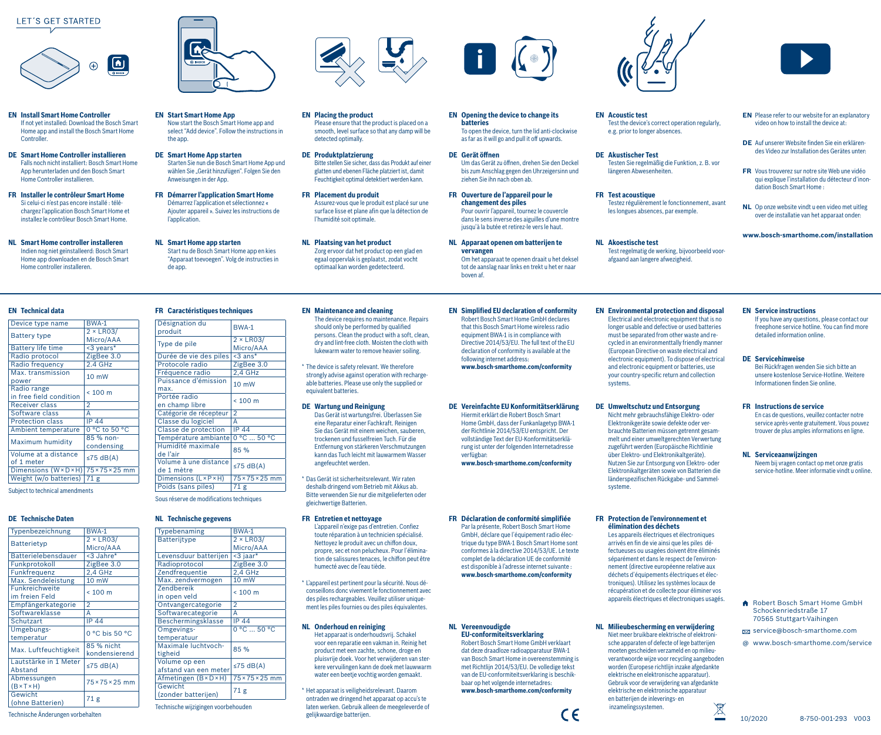LET´S GET STARTED

**EN Install Smart Home Controller**
If not yet installed: Download the Bosch Smart Home app and install the Bosch Smart Home Controller.

**DE Smart Home Controller installieren**
Falls noch nicht installiert: Bosch Smart Home App herunterladen und den Bosch Smart Home Controller installieren.

**FR Installer le contrôleur Smart Home**
Si celui-ci n'est pas encore installé : téléchargez l'application Bosch Smart Home et installez le contrôleur Bosch Smart Home.

**NL Smart Home controller installeren**
Indien nog niet geïnstalleerd: Bosch Smart Home app downloaden en de Bosch Smart Home controller installeren.

**EN Start Smart Home App**
Now start the Bosch Smart Home app and select "Add device". Follow the instructions in the app.

**DE Smart Home App starten**
Starten Sie nun die Bosch Smart Home App und wählen Sie „Gerät hinzufügen". Folgen Sie den Anweisungen in der App.

**FR Démarrer l'application Smart Home**
Démarrez l'application et sélectionnez « Ajouter appareil ». Suivez les instructions de l'application.

**NL Smart Home app starten**
Start nu de Bosch Smart Home app en kies "Apparaat toevoegen". Volg de instructies in de app.

**EN Placing the product**
Please ensure that the product is placed on a smooth, level surface so that any damp will be detected optimally.

**DE Produktplatzierung**
Bitte stellen Sie sicher, dass das Produkt auf einer glatten und ebenen Fläche platziert ist, damit Feuchtigkeit optimal detektiert werden kann.

**FR Placement du produit**
Assurez-vous que le produit est placé sur une surface lisse et plane afin que la détection de l'humidité soit optimale.

**NL Plaatsing van het product**
Zorg ervoor dat het product op een glad en egaal oppervlak is geplaatst, zodat vocht optimaal kan worden gedetecteerd.

**EN Opening the device to change its batteries**
To open the device, turn the lid anti-clockwise as far as it will go and pull it off upwards.

**DE Gerät öffnen**
Um das Gerät zu öffnen, drehen Sie den Deckel bis zum Anschlag gegen den Uhrzeigersinn und ziehen Sie ihn nach oben ab.

**FR Ouverture de l'appareil pour le changement des piles**
Pour ouvrir l'appareil, tournez le couvercle dans le sens inverse des aiguilles d'une montre jusqu'à la butée et retirez-le vers le haut.

**NL Apparaat openen om batterijen te vervangen**
Om het apparaat te openen draait u het deksel tot de aanslag naar links en trekt u het er naar boven af.

**EN Acoustic test**
Test the device's correct operation regularly, e.g. prior to longer absences.

**DE Akustischer Test**
Testen Sie regelmäßig die Funktion, z. B. vor längeren Abwesenheiten.

**FR Test acoustique**
Testez régulièrement le fonctionnement, avant les longues absences, par exemple.

**NL Akoestische test**
Test regelmatig de werking, bijvoorbeeld voor afgaand aan langere afwezigheid.

**EN** Please refer to our website for an explanatory video on how to install the device at:

**DE** Auf unserer Website finden Sie ein erklärendes Video zur Installation des Gerätes unter:

**FR** Vous trouverez sur notre site Web une vidéo qui explique l'installation du détecteur d'inondation Bosch Smart Home :

**NL** Op onze website vindt u een video met uitleg over de installatie van het apparaat onder:

**www.bosch-smarthome.com/installation**

## EN Technical data

| | |
|---|---|
| Device type name | BWA-1 |
| Battery type | 2 × LR03/ Micro/AAA |
| Battery life time | <3 years* |
| Radio protocol | ZigBee 3.0 |
| Radio frequency | 2.4 GHz |
| Max. transmission power | 10 mW |
| Radio range in free field condition | < 100 m |
| Receiver class | 2 |
| Software class | A |
| Protection class | IP 44 |
| Ambient temperature | 0 °C to 50 °C |
| Maximum humidity | 85 % non-condensing |
| Volume at a distance of 1 meter | ≤75 dB(A) |
| Dimensions (W×D×H) | 75×75×25 mm |
| Weight (w/o batteries) | 71 g |

Subject to technical amendments

## DE Technische Daten

| | |
|---|---|
| Typenbezeichnung | BWA-1 |
| Batterietyp | 2 × LR03/ Micro/AAA |
| Batterielebensdauer | <3 Jahre* |
| Funkprotokoll | ZigBee 3.0 |
| Funkfrequenz | 2,4 GHz |
| Max. Sendeleistung | 10 mW |
| Funkreichweite im freien Feld | < 100 m |
| Empfängerkategorie | 2 |
| Softwareklasse | A |
| Schutzart | IP 44 |
| Umgebungs-temperatur | 0 °C bis 50 °C |
| Max. Luftfeuchtigkeit | 85 % nicht kondensierend |
| Lautstärke in 1 Meter Abstand | ≤75 dB(A) |
| Abmessungen (B×T×H) | 75×75×25 mm |
| Gewicht (ohne Batterien) | 71 g |

Technische Änderungen vorbehalten

## FR Caractéristiques techniques

| | |
|---|---|
| Désignation du produit | BWA-1 |
| Type de pile | 2 × LR03/ Micro/AAA |
| Durée de vie des piles | <3 ans* |
| Protocole radio | ZigBee 3.0 |
| Fréquence radio | 2,4 GHz |
| Puissance d'émission max. | 10 mW |
| Portée radio en champ libre | < 100 m |
| Catégorie de récepteur | 2 |
| Classe du logiciel | A |
| Classe de protection | IP 44 |
| Température ambiante | 0 °C ... 50 °C |
| Humidité maximale de l'air | 85 % |
| Volume à une distance de 1 mètre | ≤75 dB(A) |
| Dimensions (L×P×H) | 75×75×25 mm |
| Poids (sans piles) | 71 g |

Sous réserve de modifications techniques

## NL Technische gegevens

| | |
|---|---|
| Typebenaming | BWA-1 |
| Batterijtype | 2 × LR03/ Micro/AAA |
| Levensduur batterijen | <3 jaar* |
| Radioprotocol | ZigBee 3.0 |
| Zendfrequentie | 2,4 GHz |
| Max. zendvermogen | 10 mW |
| Zendbereik in open veld | < 100 m |
| Ontvangercategorie | 2 |
| Softwarecategorie | A |
| Beschermingsklasse | IP 44 |
| Omgevings-temperatuur | 0 °C ... 50 °C |
| Maximale luchtvochtigheid | 85 % |
| Volume op een afstand van een meter | ≤75 dB(A) |
| Afmetingen (B×D×H) | 75×75×25 mm |
| Gewicht (zonder batterijen) | 71 g |

Technische wijzigingen voorbehouden

## EN Maintenance and cleaning
The device requires no maintenance. Repairs should only be performed by qualified persons. Clean the product with a soft, clean, dry and lint-free cloth. Moisten the cloth with lukewarm water to remove heavier soiling.

* The device is safety relevant. We therefore strongly advise against operation with rechargeable batteries. Please use only the supplied or equivalent batteries.

## DE Wartung und Reinigung
Das Gerät ist wartungsfrei. Überlassen Sie eine Reparatur einer Fachkraft. Reinigen Sie das Gerät mit einem weichen, sauberen, trockenen und fusselfreien Tuch. Für die Entfernung von stärkeren Verschmutzungen kann das Tuch leicht mit lauwarmem Wasser angefeuchtet werden.

* Das Gerät ist sicherheitsrelevant. Wir raten deshalb dringend vom Betrieb mit Akkus ab. Bitte verwenden Sie nur die mitgelieferten oder gleichwertige Batterien.

## FR Entretien et nettoyage
L'appareil n'exige pas d'entretien. Confiez toute réparation à un technicien spécialisé. Nettoyez le produit avec un chiffon doux, propre, sec et non pelucheux. Pour l'élimination de salissures tenaces, le chiffon peut être humecté avec de l'eau tiède.

* L'appareil est pertinent pour la sécurité. Nous déconseillons donc vivement le fonctionnement avec des piles rechargeables. Veuillez utiliser uniquement les piles fournies ou des piles équivalentes.

## NL Onderhoud en reiniging
Het apparaat is onderhoudsvrij. Schakel voor een reparatie een vakman in. Reinig het product met een zachte, schone, droge en pluisvrije doek. Voor het verwijderen van sterkere vervuilingen kann de doek met lauwarm water een beetje vochtig worden gemaakt.

* Het apparaat is veiligheidsrelevant. Daarom ontraden we dringend het apparaat op accu's te laten werken. Gebruik alleen de meegeleverde of gelijkwaardige batterijen.

## EN Simplified EU declaration of conformity
Robert Bosch Smart Home GmbH declares that this Bosch Smart Home wireless radio equipment BWA-1 is in compliance with Directive 2014/53/EU. The full text of the EU declaration of conformity is available at the following internet address:
**www.bosch-smarthome.com/conformity**

## DE Vereinfachte EU Konformitätserklärung
Hiermit erklärt die Robert Bosch Smart Home GmbH, dass der Funkanlagetyp BWA-1 der Richtlinie 2014/53/EU entspricht. Der vollständige Text der EU-Konformitätserklärung ist unter der folgenden Internetadresse verfügbar:
**www.bosch-smarthome.com/conformity**

## FR Déclaration de conformité simplifiée
Par la présente, Robert Bosch Smart Home GmbH, déclare que l'équipement radio électrique du type BWA-1 Bosch Smart Home sont conformes à la directive 2014/53/UE. Le texte complet de la déclaration UE de conformité est disponible à l'adresse internet suivante :
**www.bosch-smarthome.com/conformity**

## NL Vereenvoudigde EU-conformiteitsverklaring
Robert Bosch Smart Home GmbH verklaart dat deze draadloze radioapparatuur BWA-1 van Bosch Smart Home in overeenstemming is met Richtlijn 2014/53/EU. De volledige tekst van de EU-conformiteitsverklaring is beschikbaar op het volgende internetadres:
**www.bosch-smarthome.com/conformity**

## EN Environmental protection and disposal
Electrical and electronic equipment that is no longer usable and defective or used batteries must be separated from other waste and recycled in an environmentally friendly manner (European Directive on waste electrical and electronic equipment). To dispose of electrical and electronic equipment or batteries, use your country-specific return and collection systems.

## DE Umweltschutz und Entsorgung
Nicht mehr gebrauchsfähige Elektro- oder Elektronikgeräte sowie defekte oder verbrauchte Batterien müssen getrennt gesammelt und einer umweltgerechten Verwertung zugeführt werden (Europäische Richtlinie über Elektro- und Elektronikaltgeräte). Nutzen Sie zur Entsorgung von Elektro- oder Elektronikaltgeräten sowie von Batterien die länderspezifischen Rückgabe- und Sammelsysteme.

## FR Protection de l'environnement et élimination des déchets
Les appareils électriques et électroniques arrivés en fin de vie ainsi que les piles défectueuses ou usagées doivent être éliminés séparément et dans le respect de l'environnement (directive européenne relative aux déchets d'équipements électriques et électroniques). Utilisez les systèmes locaux de récupération et de collecte pour éliminer vos appareils électriques et électroniques usagés.

## NL Milieubescherming en verwijdering
Niet meer bruikbare elektrische of elektronische apparaten of defecte of lege batterijen moeten gescheiden verzameld en op milieuverantwoorde wijze voor recycling aangeboden worden (Europese richtlijn inzake afgedankte elektrische en elektronische apparatuur). Gebruik voor de verwijdering van afgedankte elektrische en elektronische apparatuur en batterijen de inleverings- en inzamelingssystemen.

## EN Service instructions
If you have any questions, please contact our freephone service hotline. You can find more detailed information online.

## DE Servicehinweise
Bei Rückfragen wenden Sie sich bitte an unsere kostenlose Service-Hotline. Weitere Informationen finden Sie online.

## FR Instructions de service
En cas de questions, veuillez contacter notre service après-vente gratuitement. Vous pouvez trouver de plus amples informations en ligne.

## NL Serviceaanwijzingen
Neem bij vragen contact op met onze gratis service-hotline. Meer informatie vindt u online.

Robert Bosch Smart Home GmbH
Schockenriedstraße 17
70565 Stuttgart-Vaihingen

service@bosch-smarthome.com

@ www.bosch-smarthome.com/service

10/2020 8-750-001-293 V003